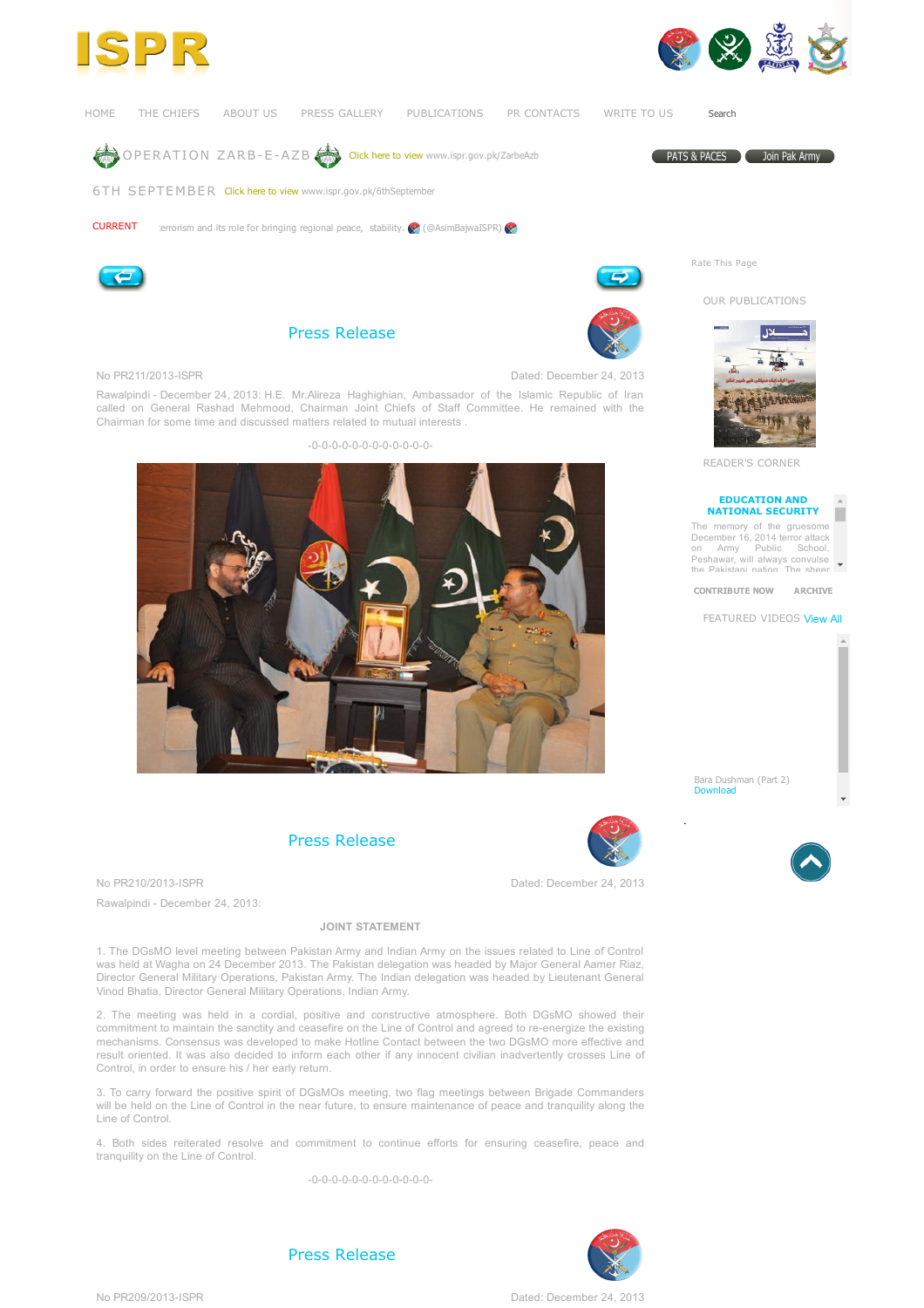# ISPR

HOME THE CHIEFS ABOUT US PRESS GALLERY PUBLICATIONS PR CONTACTS WRITE TO US Search

OPERATION ZARB-E-AZB Click here to view www.ispr.gov.pk/ZarbeAzb

PATS & PACES Join Pak Army

6TH SEPTEMBER Click here to view www.ispr.gov.pk/6thSeptember

CURRENT :errorism and its role for bringing regional peace, stability. (@AsimBajwaISPR)

## Press Release

No PR211/2013-ISPR

Dated: December 24, 2013

Rawalpindi - December 24, 2013: H.E. Mr.Alireza Haghighian, Ambassador of the Islamic Republic of Iran called on General Rashad Mehmood, Chairman Joint Chiefs of Staff Committee. He remained with the Chairman for some time and discussed matters related to mutual interests .

-0-0-0-0-0-0-0-0-0-0-0-0-

## Press Release

No PR210/2013-ISPR

Dated: December 24, 2013

Rawalpindi - December 24, 2013:

**JOINT STATEMENT**

1. The DGsMO level meeting between Pakistan Army and Indian Army on the issues related to Line of Control was held at Wagha on 24 December 2013. The Pakistan delegation was headed by Major General Aamer Riaz, Director General Military Operations, Pakistan Army. The Indian delegation was headed by Lieutenant General Vinod Bhatia, Director General Military Operations, Indian Army.

2. The meeting was held in a cordial, positive and constructive atmosphere. Both DGsMO showed their commitment to maintain the sanctity and ceasefire on the Line of Control and agreed to re-energize the existing mechanisms. Consensus was developed to make Hotline Contact between the two DGsMO more effective and result oriented. It was also decided to inform each other if any innocent civilian inadvertently crosses Line of Control, in order to ensure his / her early return.

3. To carry forward the positive spirit of DGsMOs meeting, two flag meetings between Brigade Commanders will be held on the Line of Control in the near future, to ensure maintenance of peace and tranquility along the Line of Control.

4. Both sides reiterated resolve and commitment to continue efforts for ensuring ceasefire, peace and tranquility on the Line of Control.

-0-0-0-0-0-0-0-0-0-0-0-0-

## Press Release

No PR209/2013-ISPR

Dated: December 24, 2013

Rate This Page

OUR PUBLICATIONS

READER'S CORNER

**EDUCATION AND NATIONAL SECURITY**

The memory of the gruesome December 16, 2014 terror attack on Army Public School, Peshawar, will always convulse the Pakistani nation. The sheer

CONTRIBUTE NOW ARCHIVE

FEATURED VIDEOS View All

Bara Dushman (Part 2)
Download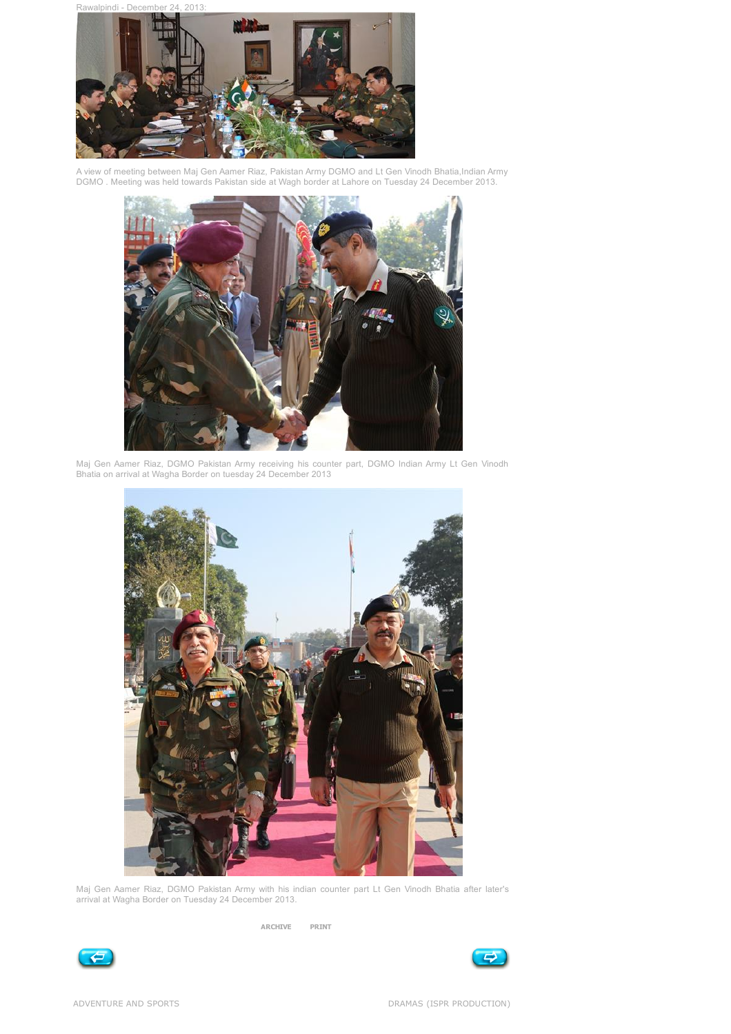Rawalpindi - December 24, 2013:

A view of meeting between Maj Gen Aamer Riaz, Pakistan Army DGMO and Lt Gen Vinodh Bhatia,Indian Army DGMO . Meeting was held towards Pakistan side at Wagh border at Lahore on Tuesday 24 December 2013.

Maj Gen Aamer Riaz, DGMO Pakistan Army receiving his counter part, DGMO Indian Army Lt Gen Vinodh Bhatia on arrival at Wagha Border on tuesday 24 December 2013

Maj Gen Aamer Riaz, DGMO Pakistan Army with his indian counter part Lt Gen Vinodh Bhatia after later's arrival at Wagha Border on Tuesday 24 December 2013.

ARCHIVE PRINT

ADVENTURE AND SPORTS

DRAMAS (ISPR PRODUCTION)